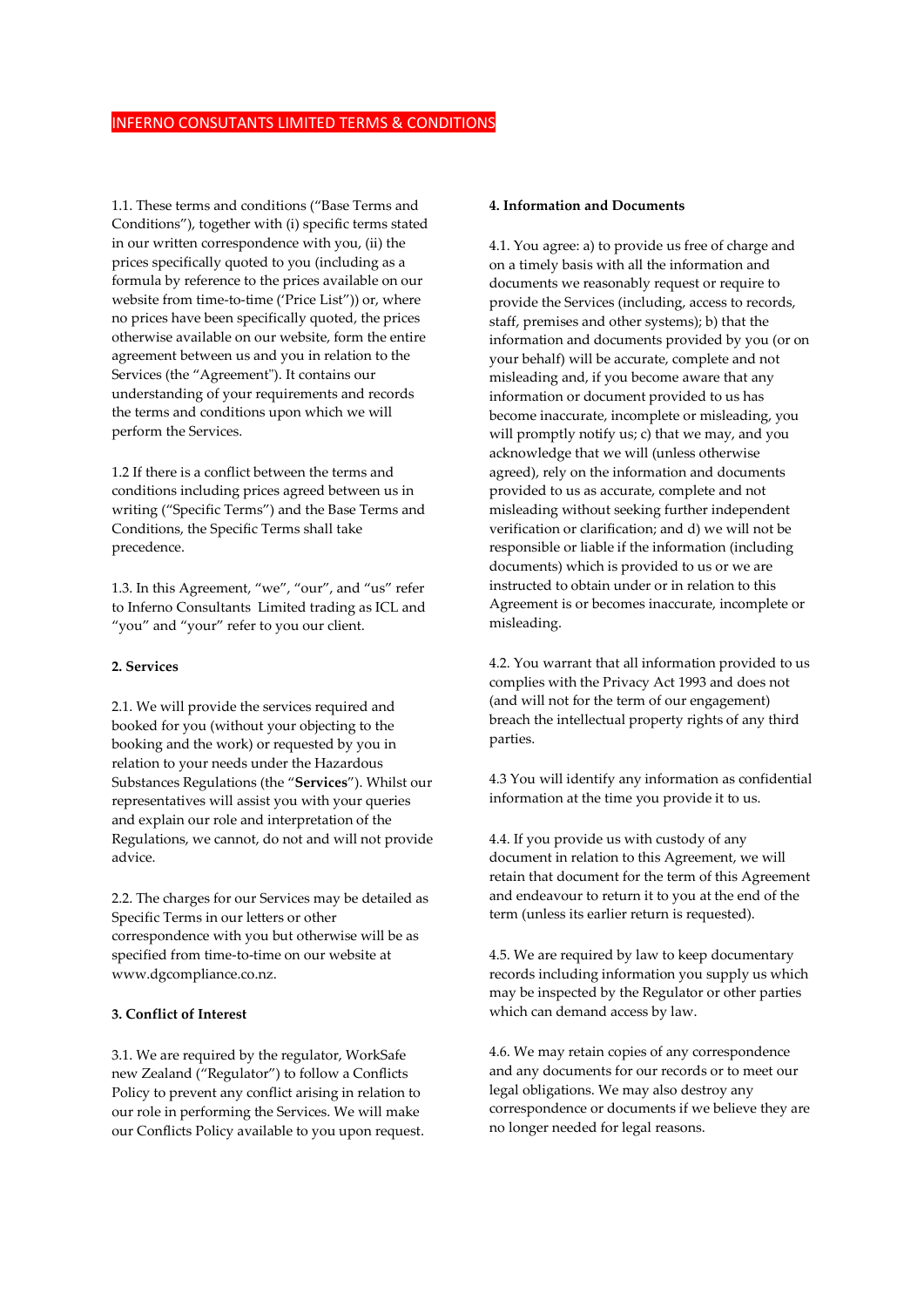# INFERNO CONSUTANTS LIMITED TERMS & CONDITIONS

1.1. These terms and conditions ("Base Terms and Conditions"), together with (i) specific terms stated in our written correspondence with you, (ii) the prices specifically quoted to you (including as a formula by reference to the prices available on our website from time-to-time ('Price List")) or, where no prices have been specifically quoted, the prices otherwise available on our website, form the entire agreement between us and you in relation to the Services (the "Agreement"). It contains our understanding of your requirements and records the terms and conditions upon which we will perform the Services.

1.2 If there is a conflict between the terms and conditions including prices agreed between us in writing ("Specific Terms") and the Base Terms and Conditions, the Specific Terms shall take precedence.

1.3. In this Agreement, "we", "our", and "us" refer to Inferno Consultants Limited trading as ICL and "you" and "your" refer to you our client.

**2. Services**

2.1. We will provide the services required and booked for you (without your objecting to the booking and the work) or requested by you in relation to your needs under the Hazardous Substances Regulations (the "**Services**"). Whilst our representatives will assist you with your queries and explain our role and interpretation of the Regulations, we cannot, do not and will not provide advice.

2.2. The charges for our Services may be detailed as Specific Terms in our letters or other correspondence with you but otherwise will be as specified from time-to-time on our website at www.dgcompliance.co.nz.

**3. Conflict of Interest**

3.1. We are required by the regulator, WorkSafe new Zealand ("Regulator") to follow a Conflicts Policy to prevent any conflict arising in relation to our role in performing the Services. We will make our Conflicts Policy available to you upon request.

**4. Information and Documents**

4.1. You agree: a) to provide us free of charge and on a timely basis with all the information and documents we reasonably request or require to provide the Services (including, access to records, staff, premises and other systems); b) that the information and documents provided by you (or on your behalf) will be accurate, complete and not misleading and, if you become aware that any information or document provided to us has become inaccurate, incomplete or misleading, you will promptly notify us; c) that we may, and you acknowledge that we will (unless otherwise agreed), rely on the information and documents provided to us as accurate, complete and not misleading without seeking further independent verification or clarification; and d) we will not be responsible or liable if the information (including documents) which is provided to us or we are instructed to obtain under or in relation to this Agreement is or becomes inaccurate, incomplete or misleading.

4.2. You warrant that all information provided to us complies with the Privacy Act 1993 and does not (and will not for the term of our engagement) breach the intellectual property rights of any third parties.

4.3 You will identify any information as confidential information at the time you provide it to us.

4.4. If you provide us with custody of any document in relation to this Agreement, we will retain that document for the term of this Agreement and endeavour to return it to you at the end of the term (unless its earlier return is requested).

4.5. We are required by law to keep documentary records including information you supply us which may be inspected by the Regulator or other parties which can demand access by law.

4.6. We may retain copies of any correspondence and any documents for our records or to meet our legal obligations. We may also destroy any correspondence or documents if we believe they are no longer needed for legal reasons.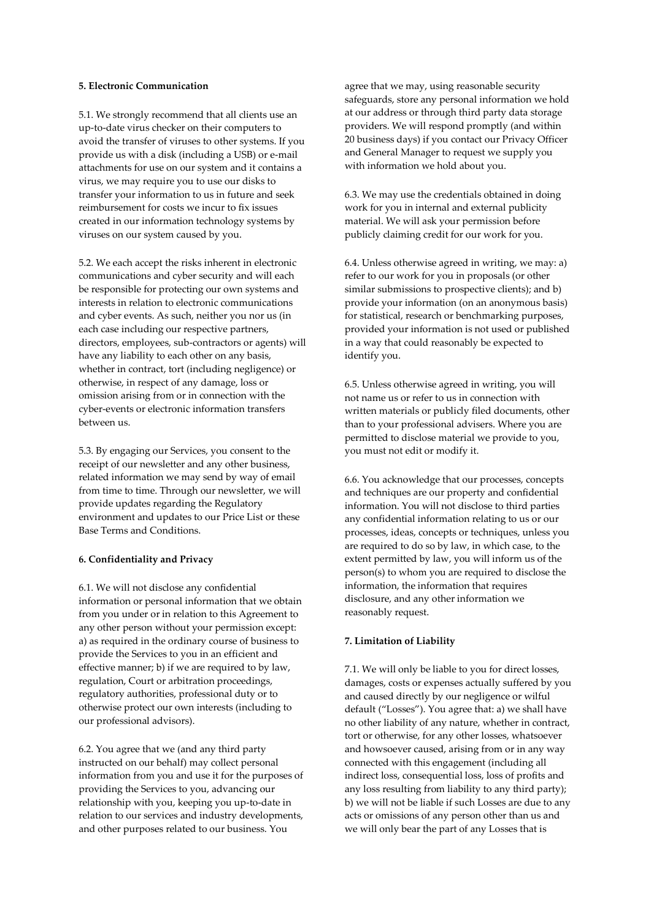**5. Electronic Communication**

5.1. We strongly recommend that all clients use an up-to-date virus checker on their computers to avoid the transfer of viruses to other systems. If you provide us with a disk (including a USB) or e-mail attachments for use on our system and it contains a virus, we may require you to use our disks to transfer your information to us in future and seek reimbursement for costs we incur to fix issues created in our information technology systems by viruses on our system caused by you.

5.2. We each accept the risks inherent in electronic communications and cyber security and will each be responsible for protecting our own systems and interests in relation to electronic communications and cyber events. As such, neither you nor us (in each case including our respective partners, directors, employees, sub-contractors or agents) will have any liability to each other on any basis, whether in contract, tort (including negligence) or otherwise, in respect of any damage, loss or omission arising from or in connection with the cyber-events or electronic information transfers between us.

5.3. By engaging our Services, you consent to the receipt of our newsletter and any other business, related information we may send by way of email from time to time. Through our newsletter, we will provide updates regarding the Regulatory environment and updates to our Price List or these Base Terms and Conditions.

**6. Confidentiality and Privacy**

6.1. We will not disclose any confidential information or personal information that we obtain from you under or in relation to this Agreement to any other person without your permission except: a) as required in the ordinary course of business to provide the Services to you in an efficient and effective manner; b) if we are required to by law, regulation, Court or arbitration proceedings, regulatory authorities, professional duty or to otherwise protect our own interests (including to our professional advisors).

6.2. You agree that we (and any third party instructed on our behalf) may collect personal information from you and use it for the purposes of providing the Services to you, advancing our relationship with you, keeping you up-to-date in relation to our services and industry developments, and other purposes related to our business. You agree that we may, using reasonable security safeguards, store any personal information we hold at our address or through third party data storage providers. We will respond promptly (and within 20 business days) if you contact our Privacy Officer and General Manager to request we supply you with information we hold about you.

6.3. We may use the credentials obtained in doing work for you in internal and external publicity material. We will ask your permission before publicly claiming credit for our work for you.

6.4. Unless otherwise agreed in writing, we may: a) refer to our work for you in proposals (or other similar submissions to prospective clients); and b) provide your information (on an anonymous basis) for statistical, research or benchmarking purposes, provided your information is not used or published in a way that could reasonably be expected to identify you.

6.5. Unless otherwise agreed in writing, you will not name us or refer to us in connection with written materials or publicly filed documents, other than to your professional advisers. Where you are permitted to disclose material we provide to you, you must not edit or modify it.

6.6. You acknowledge that our processes, concepts and techniques are our property and confidential information. You will not disclose to third parties any confidential information relating to us or our processes, ideas, concepts or techniques, unless you are required to do so by law, in which case, to the extent permitted by law, you will inform us of the person(s) to whom you are required to disclose the information, the information that requires disclosure, and any other information we reasonably request.

**7. Limitation of Liability**

7.1. We will only be liable to you for direct losses, damages, costs or expenses actually suffered by you and caused directly by our negligence or wilful default ("Losses"). You agree that: a) we shall have no other liability of any nature, whether in contract, tort or otherwise, for any other losses, whatsoever and howsoever caused, arising from or in any way connected with this engagement (including all indirect loss, consequential loss, loss of profits and any loss resulting from liability to any third party); b) we will not be liable if such Losses are due to any acts or omissions of any person other than us and we will only bear the part of any Losses that is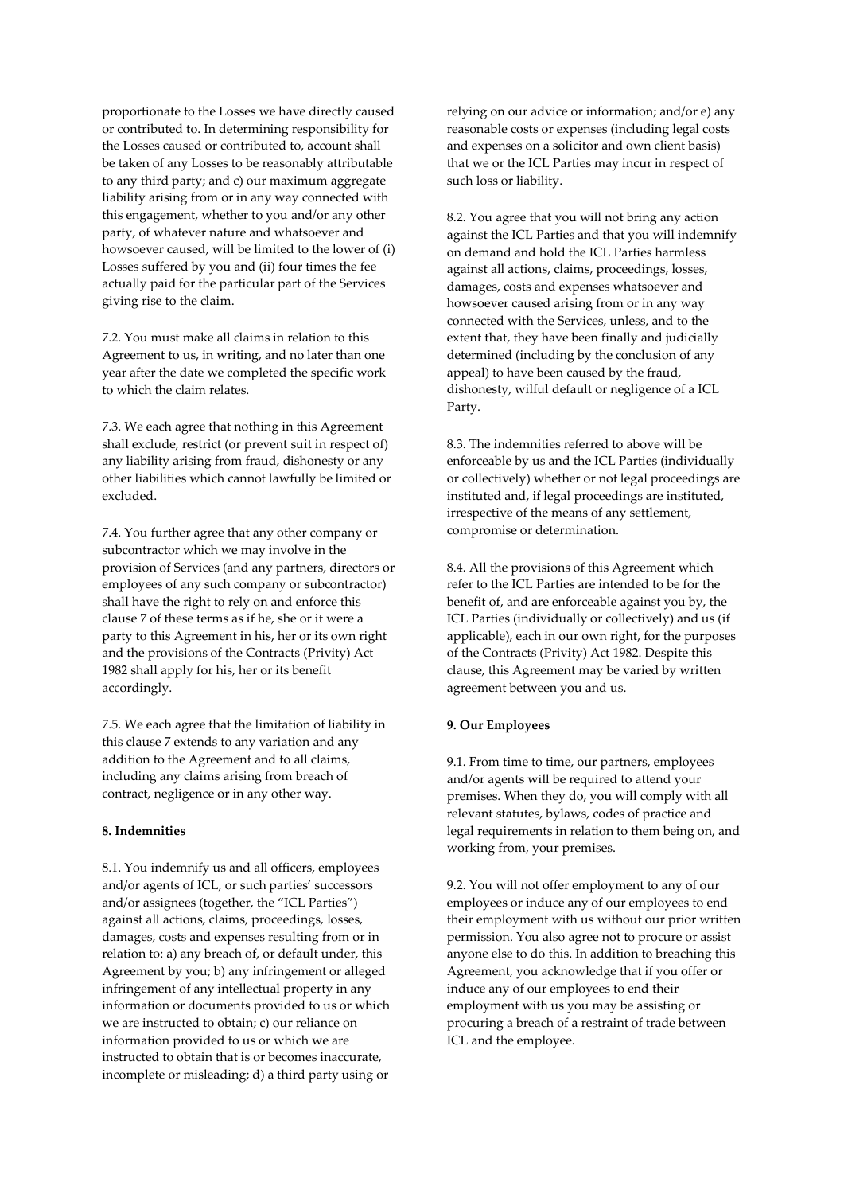proportionate to the Losses we have directly caused or contributed to. In determining responsibility for the Losses caused or contributed to, account shall be taken of any Losses to be reasonably attributable to any third party; and c) our maximum aggregate liability arising from or in any way connected with this engagement, whether to you and/or any other party, of whatever nature and whatsoever and howsoever caused, will be limited to the lower of (i) Losses suffered by you and (ii) four times the fee actually paid for the particular part of the Services giving rise to the claim.

7.2. You must make all claims in relation to this Agreement to us, in writing, and no later than one year after the date we completed the specific work to which the claim relates.

7.3. We each agree that nothing in this Agreement shall exclude, restrict (or prevent suit in respect of) any liability arising from fraud, dishonesty or any other liabilities which cannot lawfully be limited or excluded.

7.4. You further agree that any other company or subcontractor which we may involve in the provision of Services (and any partners, directors or employees of any such company or subcontractor) shall have the right to rely on and enforce this clause 7 of these terms as if he, she or it were a party to this Agreement in his, her or its own right and the provisions of the Contracts (Privity) Act 1982 shall apply for his, her or its benefit accordingly.

7.5. We each agree that the limitation of liability in this clause 7 extends to any variation and any addition to the Agreement and to all claims, including any claims arising from breach of contract, negligence or in any other way.

**8. Indemnities**

8.1. You indemnify us and all officers, employees and/or agents of ICL, or such parties' successors and/or assignees (together, the "ICL Parties") against all actions, claims, proceedings, losses, damages, costs and expenses resulting from or in relation to: a) any breach of, or default under, this Agreement by you; b) any infringement or alleged infringement of any intellectual property in any information or documents provided to us or which we are instructed to obtain; c) our reliance on information provided to us or which we are instructed to obtain that is or becomes inaccurate, incomplete or misleading; d) a third party using or relying on our advice or information; and/or e) any reasonable costs or expenses (including legal costs and expenses on a solicitor and own client basis) that we or the ICL Parties may incur in respect of such loss or liability.

8.2. You agree that you will not bring any action against the ICL Parties and that you will indemnify on demand and hold the ICL Parties harmless against all actions, claims, proceedings, losses, damages, costs and expenses whatsoever and howsoever caused arising from or in any way connected with the Services, unless, and to the extent that, they have been finally and judicially determined (including by the conclusion of any appeal) to have been caused by the fraud, dishonesty, wilful default or negligence of a ICL Party.

8.3. The indemnities referred to above will be enforceable by us and the ICL Parties (individually or collectively) whether or not legal proceedings are instituted and, if legal proceedings are instituted, irrespective of the means of any settlement, compromise or determination.

8.4. All the provisions of this Agreement which refer to the ICL Parties are intended to be for the benefit of, and are enforceable against you by, the ICL Parties (individually or collectively) and us (if applicable), each in our own right, for the purposes of the Contracts (Privity) Act 1982. Despite this clause, this Agreement may be varied by written agreement between you and us.

**9. Our Employees**

9.1. From time to time, our partners, employees and/or agents will be required to attend your premises. When they do, you will comply with all relevant statutes, bylaws, codes of practice and legal requirements in relation to them being on, and working from, your premises.

9.2. You will not offer employment to any of our employees or induce any of our employees to end their employment with us without our prior written permission. You also agree not to procure or assist anyone else to do this. In addition to breaching this Agreement, you acknowledge that if you offer or induce any of our employees to end their employment with us you may be assisting or procuring a breach of a restraint of trade between ICL and the employee.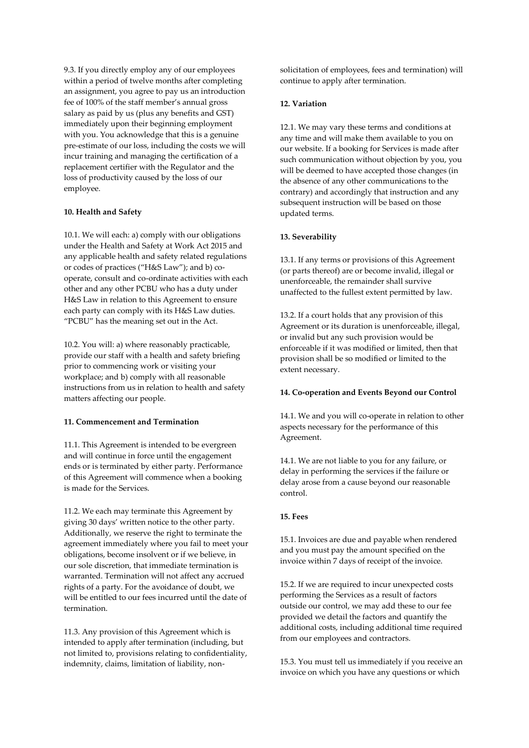9.3. If you directly employ any of our employees within a period of twelve months after completing an assignment, you agree to pay us an introduction fee of 100% of the staff member's annual gross salary as paid by us (plus any benefits and GST) immediately upon their beginning employment with you. You acknowledge that this is a genuine pre-estimate of our loss, including the costs we will incur training and managing the certification of a replacement certifier with the Regulator and the loss of productivity caused by the loss of our employee.

**10. Health and Safety**

10.1. We will each: a) comply with our obligations under the Health and Safety at Work Act 2015 and any applicable health and safety related regulations or codes of practices ("H&S Law"); and b) co-operate, consult and co-ordinate activities with each other and any other PCBU who has a duty under H&S Law in relation to this Agreement to ensure each party can comply with its H&S Law duties. "PCBU" has the meaning set out in the Act.

10.2. You will: a) where reasonably practicable, provide our staff with a health and safety briefing prior to commencing work or visiting your workplace; and b) comply with all reasonable instructions from us in relation to health and safety matters affecting our people.

**11. Commencement and Termination**

11.1. This Agreement is intended to be evergreen and will continue in force until the engagement ends or is terminated by either party. Performance of this Agreement will commence when a booking is made for the Services.

11.2. We each may terminate this Agreement by giving 30 days' written notice to the other party. Additionally, we reserve the right to terminate the agreement immediately where you fail to meet your obligations, become insolvent or if we believe, in our sole discretion, that immediate termination is warranted. Termination will not affect any accrued rights of a party. For the avoidance of doubt, we will be entitled to our fees incurred until the date of termination.

11.3. Any provision of this Agreement which is intended to apply after termination (including, but not limited to, provisions relating to confidentiality, indemnity, claims, limitation of liability, non-solicitation of employees, fees and termination) will continue to apply after termination.

**12. Variation**

12.1. We may vary these terms and conditions at any time and will make them available to you on our website. If a booking for Services is made after such communication without objection by you, you will be deemed to have accepted those changes (in the absence of any other communications to the contrary) and accordingly that instruction and any subsequent instruction will be based on those updated terms.

**13. Severability**

13.1. If any terms or provisions of this Agreement (or parts thereof) are or become invalid, illegal or unenforceable, the remainder shall survive unaffected to the fullest extent permitted by law.

13.2. If a court holds that any provision of this Agreement or its duration is unenforceable, illegal, or invalid but any such provision would be enforceable if it was modified or limited, then that provision shall be so modified or limited to the extent necessary.

**14. Co-operation and Events Beyond our Control**

14.1. We and you will co-operate in relation to other aspects necessary for the performance of this Agreement.

14.1. We are not liable to you for any failure, or delay in performing the services if the failure or delay arose from a cause beyond our reasonable control.

**15. Fees**

15.1. Invoices are due and payable when rendered and you must pay the amount specified on the invoice within 7 days of receipt of the invoice.

15.2. If we are required to incur unexpected costs performing the Services as a result of factors outside our control, we may add these to our fee provided we detail the factors and quantify the additional costs, including additional time required from our employees and contractors.

15.3. You must tell us immediately if you receive an invoice on which you have any questions or which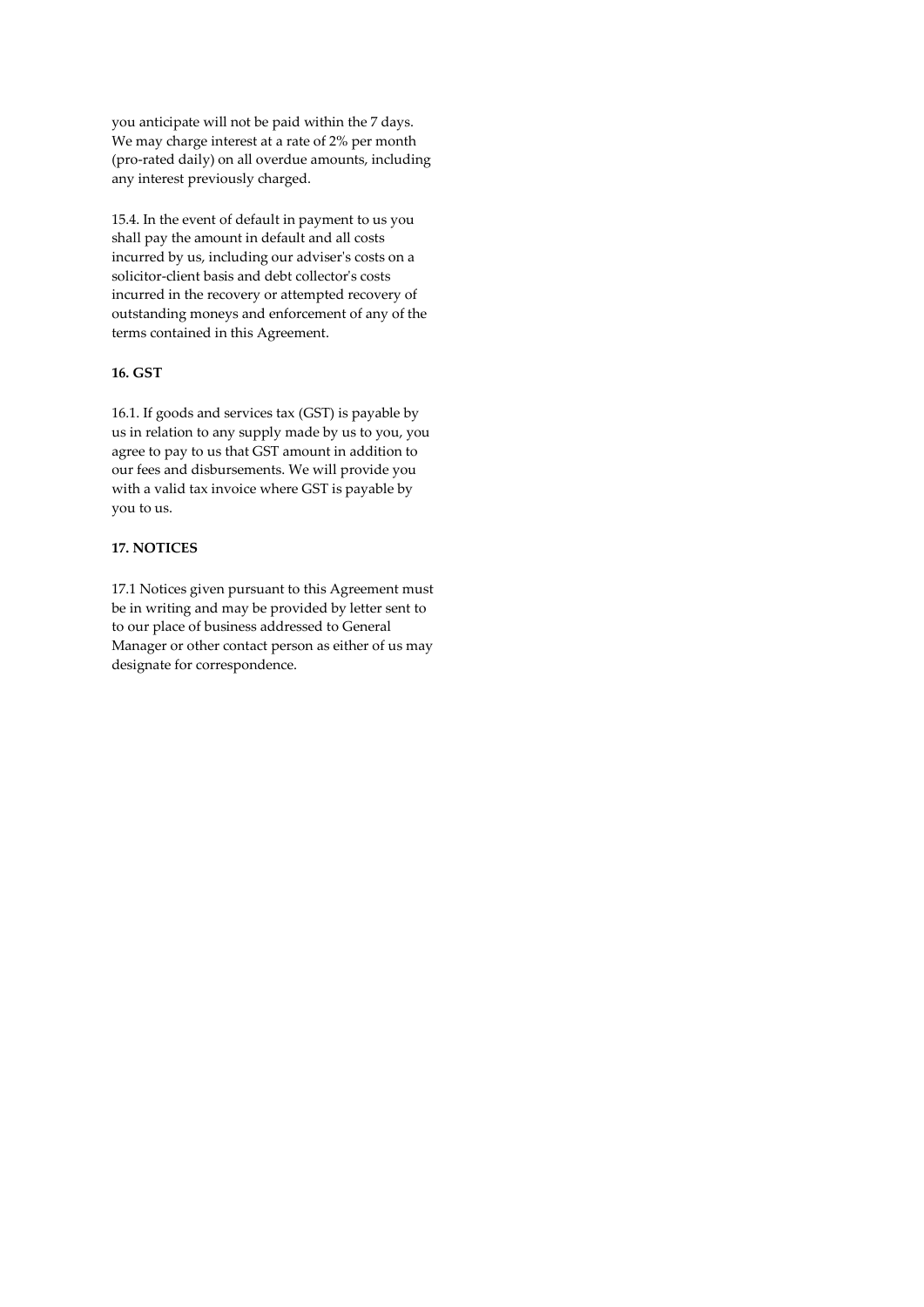you anticipate will not be paid within the 7 days. We may charge interest at a rate of 2% per month (pro-rated daily) on all overdue amounts, including any interest previously charged.

15.4. In the event of default in payment to us you shall pay the amount in default and all costs incurred by us, including our adviser's costs on a solicitor-client basis and debt collector's costs incurred in the recovery or attempted recovery of outstanding moneys and enforcement of any of the terms contained in this Agreement.

**16. GST**

16.1. If goods and services tax (GST) is payable by us in relation to any supply made by us to you, you agree to pay to us that GST amount in addition to our fees and disbursements. We will provide you with a valid tax invoice where GST is payable by you to us.

**17. NOTICES**

17.1 Notices given pursuant to this Agreement must be in writing and may be provided by letter sent to to our place of business addressed to General Manager or other contact person as either of us may designate for correspondence.